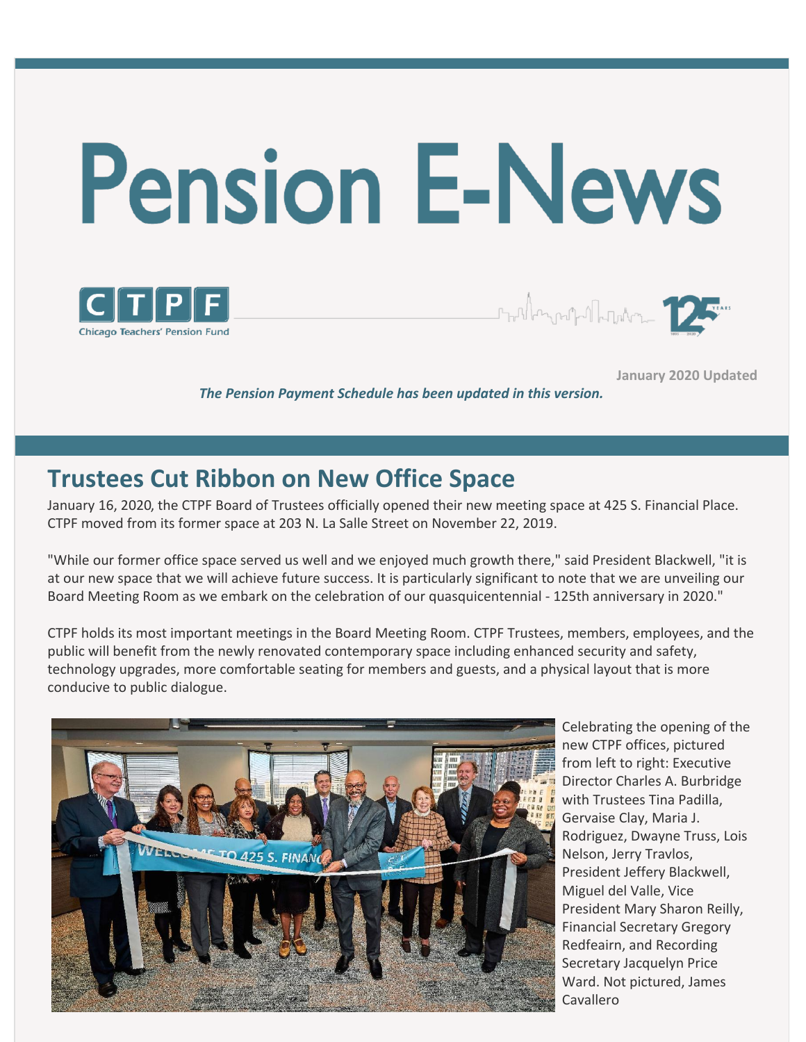# Pension E-News

CTPF Chicago Teachers' Pension Fund

125 YEARS

**January 2020 Updated**

***The Pension Payment Schedule has been updated in this version.***

## Trustees Cut Ribbon on New Office Space

January 16, 2020, the CTPF Board of Trustees officially opened their new meeting space at 425 S. Financial Place. CTPF moved from its former space at 203 N. La Salle Street on November 22, 2019.

"While our former office space served us well and we enjoyed much growth there," said President Blackwell, "it is at our new space that we will achieve future success. It is particularly significant to note that we are unveiling our Board Meeting Room as we embark on the celebration of our quasquicentennial - 125th anniversary in 2020."

CTPF holds its most important meetings in the Board Meeting Room. CTPF Trustees, members, employees, and the public will benefit from the newly renovated contemporary space including enhanced security and safety, technology upgrades, more comfortable seating for members and guests, and a physical layout that is more conducive to public dialogue.

Celebrating the opening of the new CTPF offices, pictured from left to right: Executive Director Charles A. Burbridge with Trustees Tina Padilla, Gervaise Clay, Maria J. Rodriguez, Dwayne Truss, Lois Nelson, Jerry Travlos, President Jeffery Blackwell, Miguel del Valle, Vice President Mary Sharon Reilly, Financial Secretary Gregory Redfeairn, and Recording Secretary Jacquelyn Price Ward. Not pictured, James Cavallero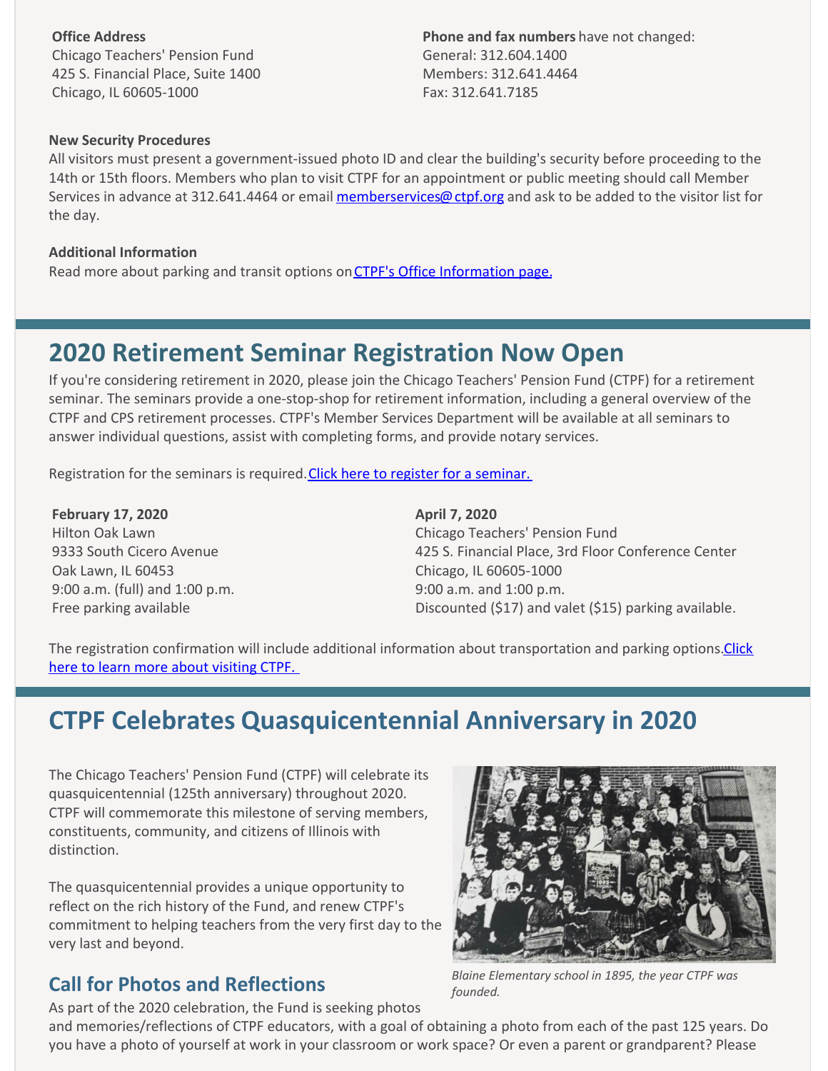**Office Address**
Chicago Teachers' Pension Fund
425 S. Financial Place, Suite 1400
Chicago, IL 60605-1000

**Phone and fax numbers** have not changed:
General: 312.604.1400
Members: 312.641.4464
Fax: 312.641.7185

**New Security Procedures**
All visitors must present a government-issued photo ID and clear the building's security before proceeding to the 14th or 15th floors. Members who plan to visit CTPF for an appointment or public meeting should call Member Services in advance at 312.641.4464 or email memberservices@ctpf.org and ask to be added to the visitor list for the day.

**Additional Information**
Read more about parking and transit options on CTPF's Office Information page.

## 2020 Retirement Seminar Registration Now Open

If you're considering retirement in 2020, please join the Chicago Teachers' Pension Fund (CTPF) for a retirement seminar. The seminars provide a one-stop-shop for retirement information, including a general overview of the CTPF and CPS retirement processes. CTPF's Member Services Department will be available at all seminars to answer individual questions, assist with completing forms, and provide notary services.

Registration for the seminars is required. Click here to register for a seminar.

**February 17, 2020**
Hilton Oak Lawn
9333 South Cicero Avenue
Oak Lawn, IL 60453
9:00 a.m. (full) and 1:00 p.m.
Free parking available

**April 7, 2020**
Chicago Teachers' Pension Fund
425 S. Financial Place, 3rd Floor Conference Center
Chicago, IL 60605-1000
9:00 a.m. and 1:00 p.m.
Discounted ($17) and valet ($15) parking available.

The registration confirmation will include additional information about transportation and parking options. Click here to learn more about visiting CTPF.

## CTPF Celebrates Quasquicentennial Anniversary in 2020

The Chicago Teachers' Pension Fund (CTPF) will celebrate its quasquicentennial (125th anniversary) throughout 2020. CTPF will commemorate this milestone of serving members, constituents, community, and citizens of Illinois with distinction.

The quasquicentennial provides a unique opportunity to reflect on the rich history of the Fund, and renew CTPF's commitment to helping teachers from the very first day to the very last and beyond.

*Blaine Elementary school in 1895, the year CTPF was founded.*

### Call for Photos and Reflections

As part of the 2020 celebration, the Fund is seeking photos and memories/reflections of CTPF educators, with a goal of obtaining a photo from each of the past 125 years. Do you have a photo of yourself at work in your classroom or work space? Or even a parent or grandparent? Please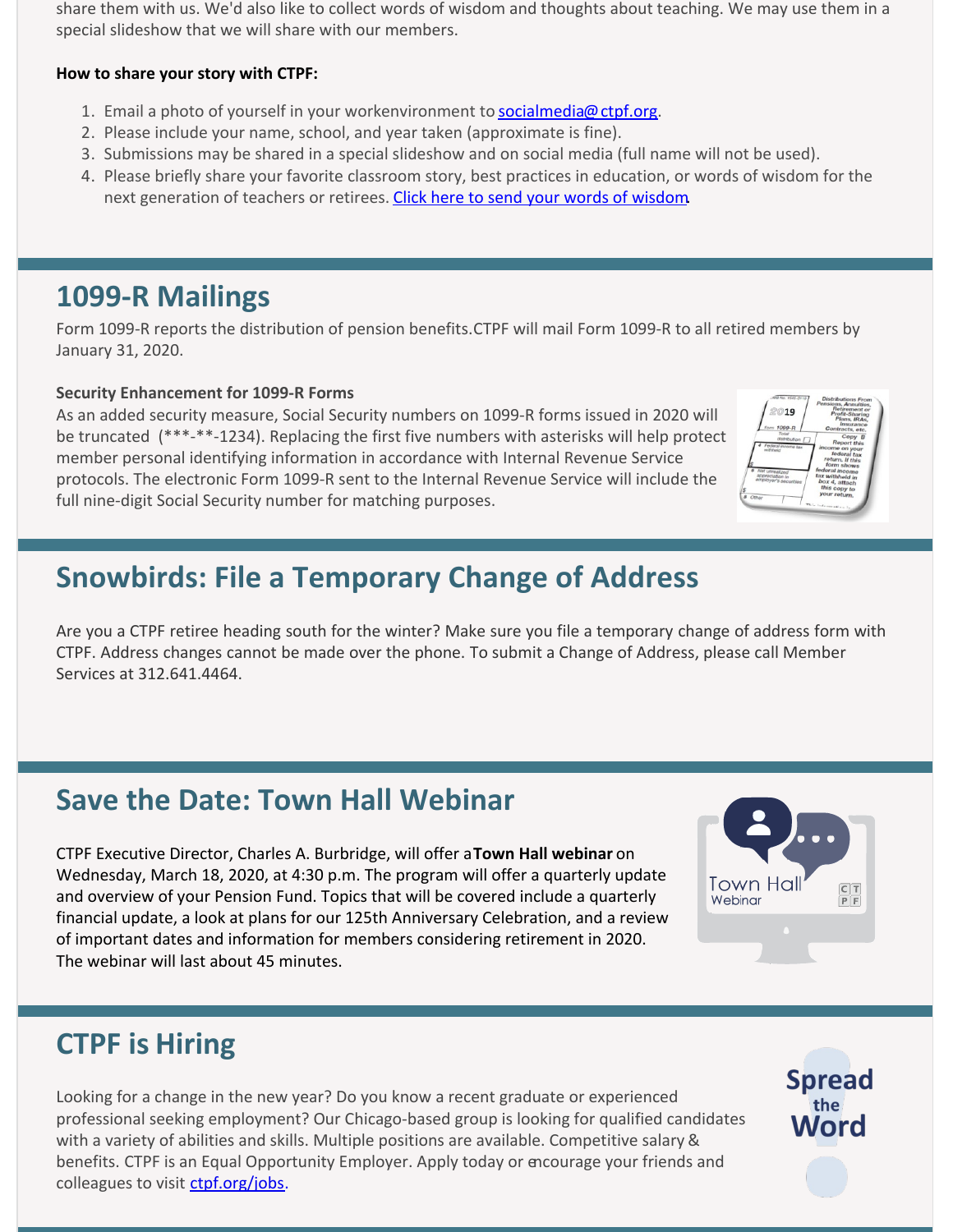share them with us. We'd also like to collect words of wisdom and thoughts about teaching. We may use them in a special slideshow that we will share with our members.

**How to share your story with CTPF:**

1. Email a photo of yourself in your workenvironment to [socialmedia@ctpf.org](mailto:socialmedia@ctpf.org).
2. Please include your name, school, and year taken (approximate is fine).
3. Submissions may be shared in a special slideshow and on social media (full name will not be used).
4. Please briefly share your favorite classroom story, best practices in education, or words of wisdom for the next generation of teachers or retirees. Click here to send your words of wisdom.

## 1099-R Mailings

Form 1099-R reports the distribution of pension benefits.CTPF will mail Form 1099-R to all retired members by January 31, 2020.

**Security Enhancement for 1099-R Forms**

As an added security measure, Social Security numbers on 1099-R forms issued in 2020 will be truncated (***-**-1234). Replacing the first five numbers with asterisks will help protect member personal identifying information in accordance with Internal Revenue Service protocols. The electronic Form 1099-R sent to the Internal Revenue Service will include the full nine-digit Social Security number for matching purposes.

## Snowbirds: File a Temporary Change of Address

Are you a CTPF retiree heading south for the winter? Make sure you file a temporary change of address form with CTPF. Address changes cannot be made over the phone. To submit a Change of Address, please call Member Services at 312.641.4464.

## Save the Date: Town Hall Webinar

CTPF Executive Director, Charles A. Burbridge, will offer a **Town Hall webinar** on Wednesday, March 18, 2020, at 4:30 p.m. The program will offer a quarterly update and overview of your Pension Fund. Topics that will be covered include a quarterly financial update, a look at plans for our 125th Anniversary Celebration, and a review of important dates and information for members considering retirement in 2020. The webinar will last about 45 minutes.

## CTPF is Hiring

Looking for a change in the new year? Do you know a recent graduate or experienced professional seeking employment? Our Chicago-based group is looking for qualified candidates with a variety of abilities and skills. Multiple positions are available. Competitive salary & benefits. CTPF is an Equal Opportunity Employer. Apply today or encourage your friends and colleagues to visit [ctpf.org/jobs](ctpf.org/jobs).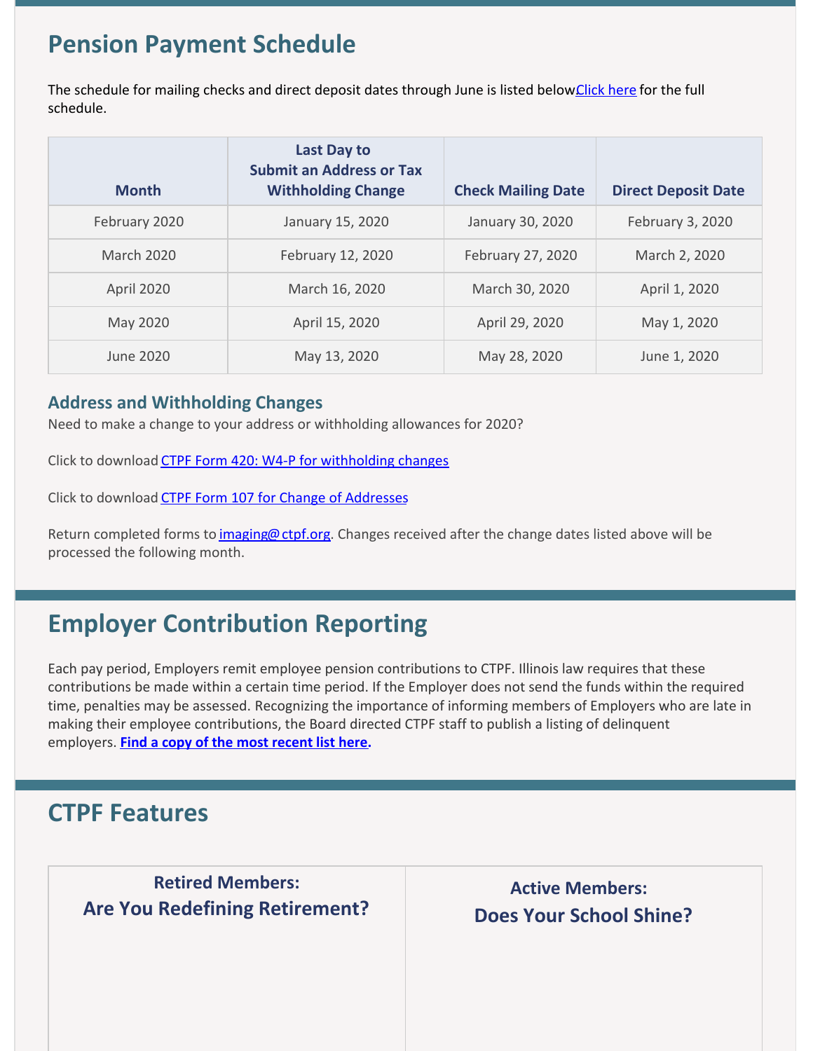## Pension Payment Schedule

The schedule for mailing checks and direct deposit dates through June is listed below[Click here](#) for the full schedule.

| Month | Last Day to Submit an Address or Tax Withholding Change | Check Mailing Date | Direct Deposit Date |
|---|---|---|---|
| February 2020 | January 15, 2020 | January 30, 2020 | February 3, 2020 |
| March 2020 | February 12, 2020 | February 27, 2020 | March 2, 2020 |
| April 2020 | March 16, 2020 | March 30, 2020 | April 1, 2020 |
| May 2020 | April 15, 2020 | April 29, 2020 | May 1, 2020 |
| June 2020 | May 13, 2020 | May 28, 2020 | June 1, 2020 |

### Address and Withholding Changes

Need to make a change to your address or withholding allowances for 2020?

Click to download CTPF Form 420: W4-P for withholding changes

Click to download CTPF Form 107 for Change of Addresses

Return completed forms to imaging@ctpf.org. Changes received after the change dates listed above will be processed the following month.

## Employer Contribution Reporting

Each pay period, Employers remit employee pension contributions to CTPF. Illinois law requires that these contributions be made within a certain time period. If the Employer does not send the funds within the required time, penalties may be assessed. Recognizing the importance of informing members of Employers who are late in making their employee contributions, the Board directed CTPF staff to publish a listing of delinquent employers. **Find a copy of the most recent list here.**

## CTPF Features

| Retired Members: **Are You Redefining Retirement?** | Active Members: **Does Your School Shine?** |
|---|---|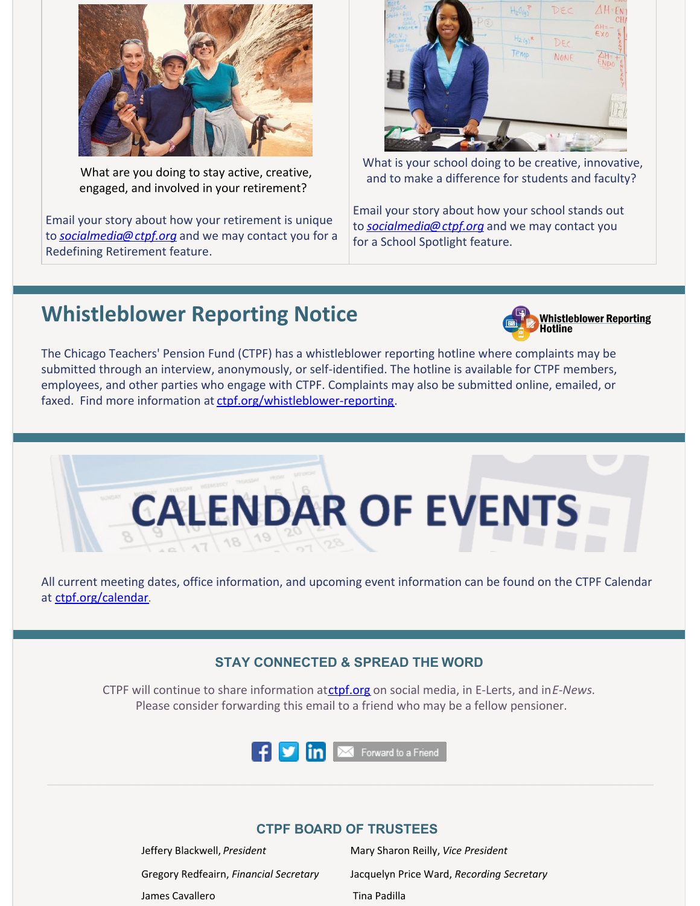What are you doing to stay active, creative, engaged, and involved in your retirement?

Email your story about how your retirement is unique to *socialmedia@ctpf.org* and we may contact you for a Redefining Retirement feature.

What is your school doing to be creative, innovative, and to make a difference for students and faculty?

Email your story about how your school stands out to *socialmedia@ctpf.org* and we may contact you for a School Spotlight feature.

## Whistleblower Reporting Notice

**Whistleblower Reporting Hotline**

The Chicago Teachers' Pension Fund (CTPF) has a whistleblower reporting hotline where complaints may be submitted through an interview, anonymously, or self-identified. The hotline is available for CTPF members, employees, and other parties who engage with CTPF. Complaints may also be submitted online, emailed, or faxed. Find more information at ctpf.org/whistleblower-reporting.

# CALENDAR OF EVENTS

All current meeting dates, office information, and upcoming event information can be found on the CTPF Calendar at ctpf.org/calendar.

### STAY CONNECTED & SPREAD THE WORD

CTPF will continue to share information at ctpf.org on social media, in E-Lerts, and in *E-News*. Please consider forwarding this email to a friend who may be a fellow pensioner.

Forward to a Friend

### CTPF BOARD OF TRUSTEES

Jeffery Blackwell, *President*

Mary Sharon Reilly, *Vice President*

Gregory Redfeairn, *Financial Secretary*

Jacquelyn Price Ward, *Recording Secretary*

James Cavallero

Tina Padilla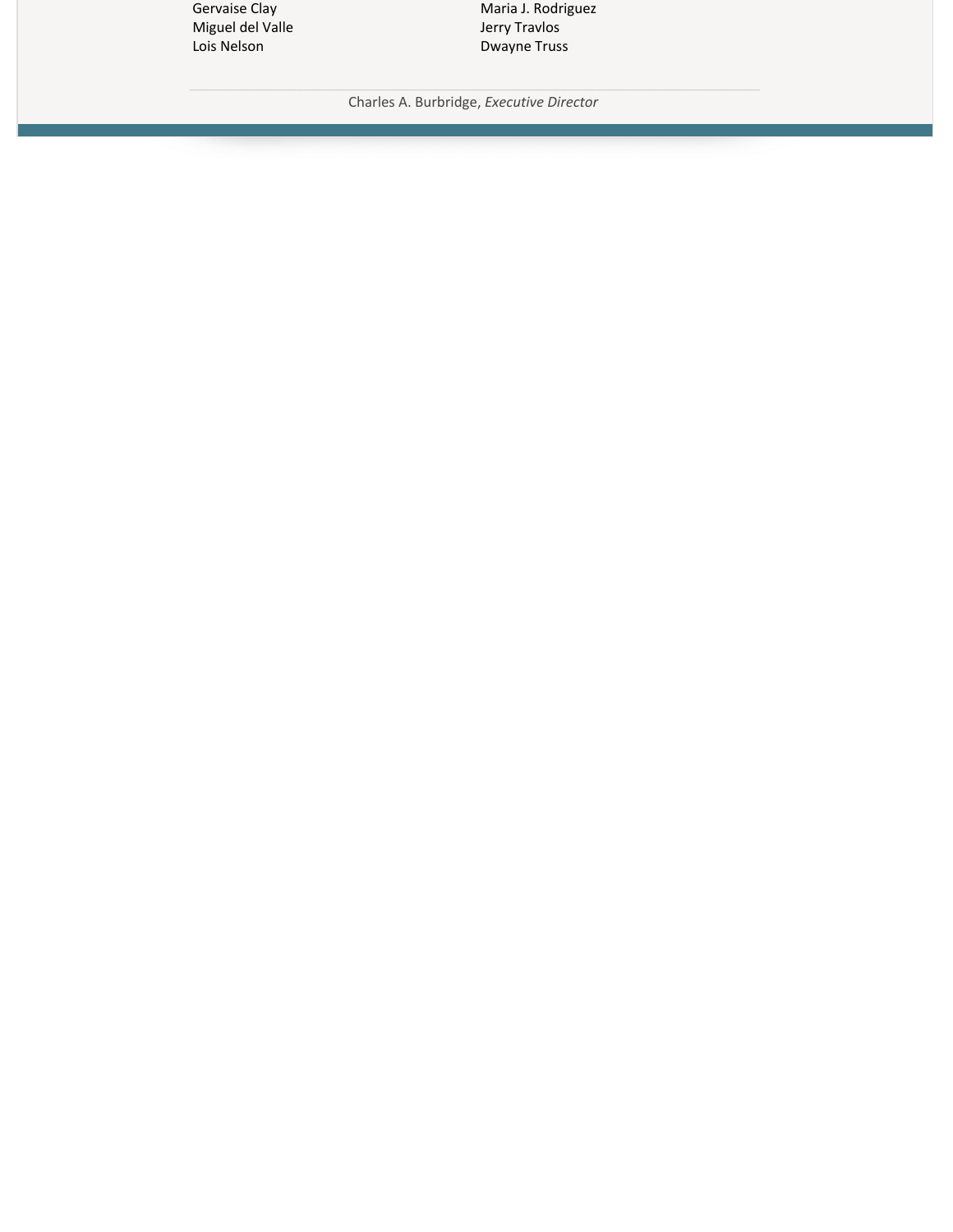Gervaise Clay
Miguel del Valle
Lois Nelson

Maria J. Rodriguez
Jerry Travlos
Dwayne Truss

---

Charles A. Burbridge, *Executive Director*